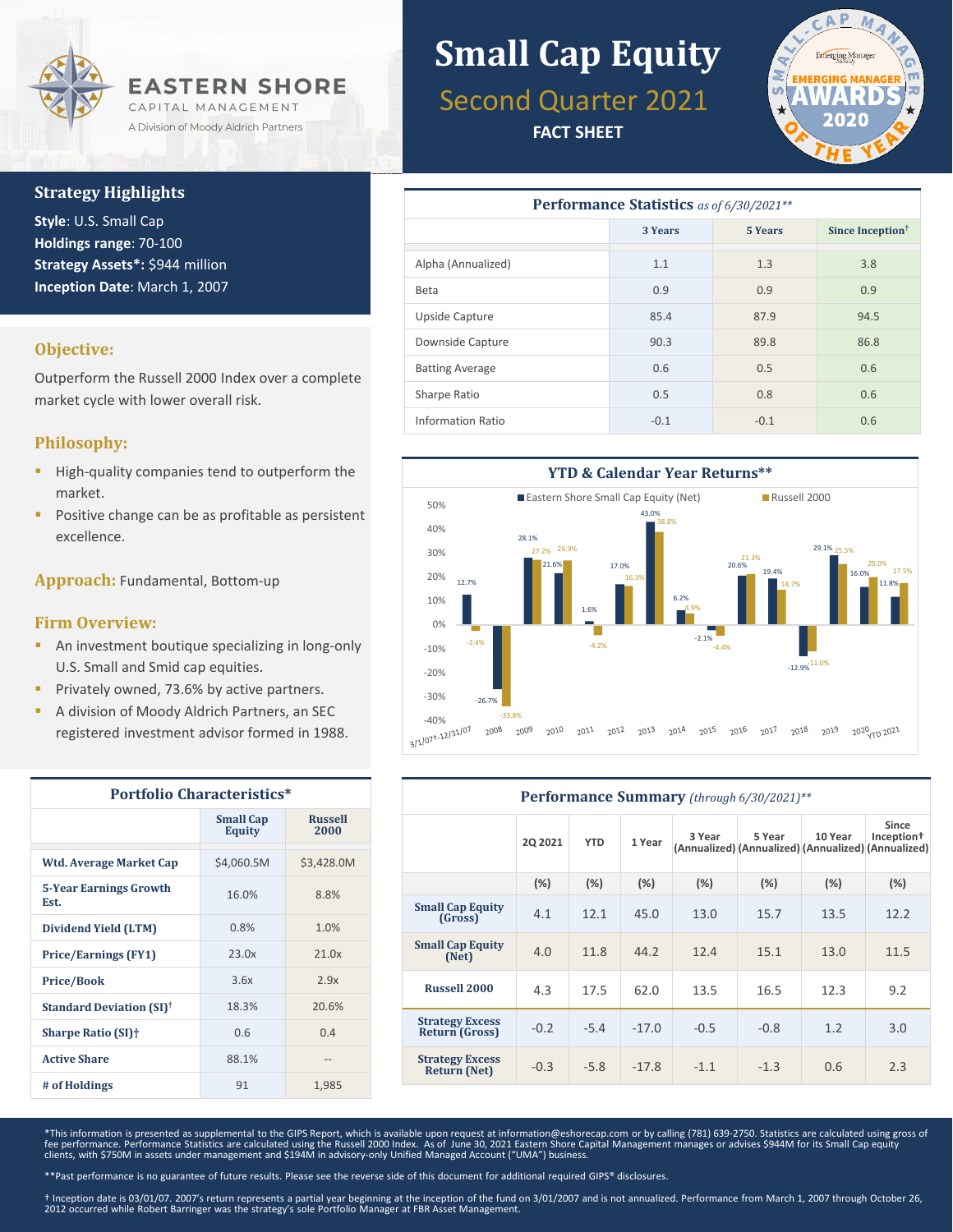# EASTERN SHORE

CAPITAL MANAGEMENT

A Division of Moody Aldrich Partners

# Small Cap Equity

## Second Quarter 2021

**FACT SHEET**

Small Cap Manager of the Year — Emerging Manager Awards 2020

## Strategy Highlights

**Style**: U.S. Small Cap
**Holdings range**: 70-100
**Strategy Assets*:** $944 million
**Inception Date**: March 1, 2007

## Objective:

Outperform the Russell 2000 Index over a complete market cycle with lower overall risk.

## Philosophy:

- High-quality companies tend to outperform the market.
- Positive change can be as profitable as persistent excellence.

## Approach: Fundamental, Bottom-up

## Firm Overview:

- An investment boutique specializing in long-only U.S. Small and Smid cap equities.
- Privately owned, 73.6% by active partners.
- A division of Moody Aldrich Partners, an SEC registered investment advisor formed in 1988.

### Portfolio Characteristics*

| | Small Cap Equity | Russell 2000 |
|---|---|---|
| Wtd. Average Market Cap | $4,060.5M | $3,428.0M |
| 5-Year Earnings Growth Est. | 16.0% | 8.8% |
| Dividend Yield (LTM) | 0.8% | 1.0% |
| Price/Earnings (FY1) | 23.0x | 21.0x |
| Price/Book | 3.6x | 2.9x |
| Standard Deviation (SI)† | 18.3% | 20.6% |
| Sharpe Ratio (SI)† | 0.6 | 0.4 |
| Active Share | 88.1% | -- |
| # of Holdings | 91 | 1,985 |

### Performance Statistics *as of 6/30/2021***

| | 3 Years | 5 Years | Since Inception† |
|---|---|---|---|
| Alpha (Annualized) | 1.1 | 1.3 | 3.8 |
| Beta | 0.9 | 0.9 | 0.9 |
| Upside Capture | 85.4 | 87.9 | 94.5 |
| Downside Capture | 90.3 | 89.8 | 86.8 |
| Batting Average | 0.6 | 0.5 | 0.6 |
| Sharpe Ratio | 0.5 | 0.8 | 0.6 |
| Information Ratio | -0.1 | -0.1 | 0.6 |

### YTD & Calendar Year Returns**

| Period | Eastern Shore Small Cap Equity (Net) | Russell 2000 |
|---|---|---|
| 3/1/07†-12/31/07 | 12.7% | -2.4% |
| 2008 | -26.7% | -33.8% |
| 2009 | 28.1% | 27.2% |
| 2010 | 21.6% | 26.9% |
| 2011 | 1.6% | -4.2% |
| 2012 | 17.0% | 16.3% |
| 2013 | 43.0% | 38.8% |
| 2014 | 6.2% | 4.9% |
| 2015 | -2.1% | -4.4% |
| 2016 | 20.6% | 21.3% |
| 2017 | 19.4% | 14.7% |
| 2018 | -12.9% | -11.0% |
| 2019 | 29.1% | 25.5% |
| 2020 | 16.0% | 20.0% |
| YTD 2021 | 11.8% | 17.5% |

### Performance Summary *(through 6/30/2021)***

| | 2Q 2021 | YTD | 1 Year | 3 Year (Annualized) | 5 Year (Annualized) | 10 Year (Annualized) | Since Inception† (Annualized) |
|---|---|---|---|---|---|---|---|
| | (%) | (%) | (%) | (%) | (%) | (%) | (%) |
| Small Cap Equity (Gross) | 4.1 | 12.1 | 45.0 | 13.0 | 15.7 | 13.5 | 12.2 |
| Small Cap Equity (Net) | 4.0 | 11.8 | 44.2 | 12.4 | 15.1 | 13.0 | 11.5 |
| Russell 2000 | 4.3 | 17.5 | 62.0 | 13.5 | 16.5 | 12.3 | 9.2 |
| Strategy Excess Return (Gross) | -0.2 | -5.4 | -17.0 | -0.5 | -0.8 | 1.2 | 3.0 |
| Strategy Excess Return (Net) | -0.3 | -5.8 | -17.8 | -1.1 | -1.3 | 0.6 | 2.3 |

*This information is presented as supplemental to the GIPS Report, which is available upon request at information@eshorecap.com or by calling (781) 639-2750. Statistics are calculated using gross of fee performance. Performance Statistics are calculated using the Russell 2000 Index. As of June 30, 2021 Eastern Shore Capital Management manages or advises $944M for its Small Cap equity clients, with $750M in assets under management and $194M in advisory-only Unified Managed Account ("UMA") business.

**Past performance is no guarantee of future results. Please see the reverse side of this document for additional required GIPS® disclosures.

† Inception date is 03/01/07. 2007's return represents a partial year beginning at the inception of the fund on 3/01/2007 and is not annualized. Performance from March 1, 2007 through October 26, 2012 occurred while Robert Barringer was the strategy's sole Portfolio Manager at FBR Asset Management.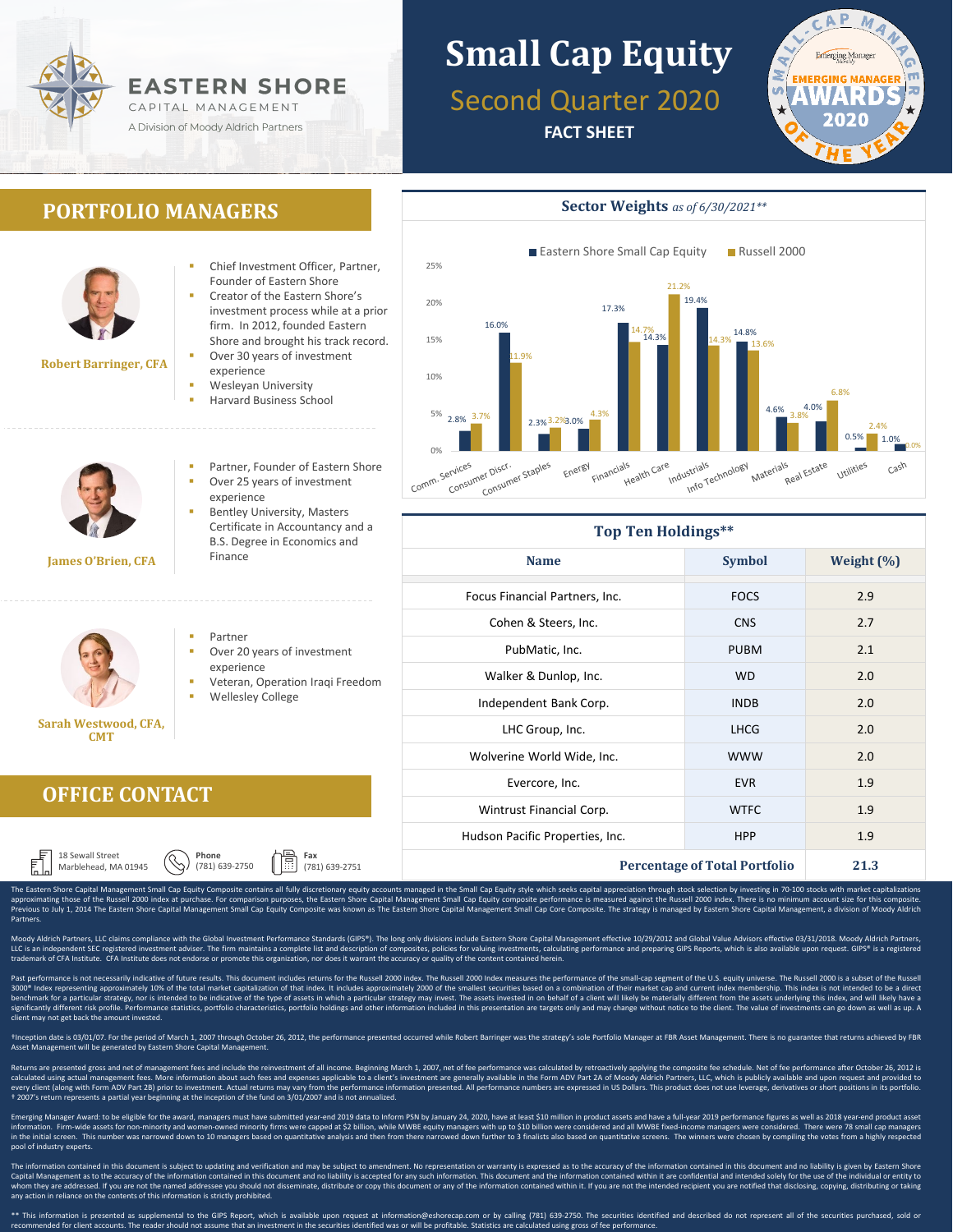EASTERN SHORE
CAPITAL MANAGEMENT
A Division of Moody Aldrich Partners

# Small Cap Equity

## Second Quarter 2020

**FACT SHEET**

SMALL CAP MANAGER
Emerging Manager Monthly
EMERGING MANAGER AWARDS 2020
OF THE YEAR

## PORTFOLIO MANAGERS

**Robert Barringer, CFA**

- Chief Investment Officer, Partner, Founder of Eastern Shore
- Creator of the Eastern Shore's investment process while at a prior firm. In 2012, founded Eastern Shore and brought his track record.
- Over 30 years of investment experience
- Wesleyan University
- Harvard Business School

**James O'Brien, CFA**

- Partner, Founder of Eastern Shore
- Over 25 years of investment experience
- Bentley University, Masters Certificate in Accountancy and a B.S. Degree in Economics and Finance

**Sarah Westwood, CFA, CMT**

- Partner
- Over 20 years of investment experience
- Veteran, Operation Iraqi Freedom
- Wellesley College

## OFFICE CONTACT

18 Sewall Street
Marblehead, MA 01945

**Phone**
(781) 639-2750

**Fax**
(781) 639-2751

## Sector Weights *as of 6/30/2021***

Eastern Shore Small Cap Equity
Russell 2000

25%
20%
15%
10%
5%
0%

Comm. Services: 2.8%, 3.7%
Consumer Discr.: 16.0%, 11.9%
Consumer Staples: 2.3%, 3.2%
Energy: 3.0%, 4.3%
Financials: 17.3%, 14.7%
Health Care: 14.3%, 21.2%
Industrials: 19.4%, 14.3%
Info Technology: 14.8%, 13.6%
Materials: 4.6%, 3.8%
Real Estate: 4.0%, 6.8%
Utilities: 0.5%, 2.4%
Cash: 1.0%, 0.0%

## Top Ten Holdings**

| Name | Symbol | Weight (%) |
| --- | --- | --- |
| Focus Financial Partners, Inc. | FOCS | 2.9 |
| Cohen & Steers, Inc. | CNS | 2.7 |
| PubMatic, Inc. | PUBM | 2.1 |
| Walker & Dunlop, Inc. | WD | 2.0 |
| Independent Bank Corp. | INDB | 2.0 |
| LHC Group, Inc. | LHCG | 2.0 |
| Wolverine World Wide, Inc. | WWW | 2.0 |
| Evercore, Inc. | EVR | 1.9 |
| Wintrust Financial Corp. | WTFC | 1.9 |
| Hudson Pacific Properties, Inc. | HPP | 1.9 |
| **Percentage of Total Portfolio** | | **21.3** |

The Eastern Shore Capital Management Small Cap Equity Composite contains all fully discretionary equity accounts managed in the Small Cap Equity style which seeks capital appreciation through stock selection by investing in 70-100 stocks with market capitalizations approximating those of the Russell 2000 index at purchase. For comparison purposes, the Eastern Shore Capital Management Small Cap Equity composite performance is measured against the Russell 2000 index. There is no minimum account size for this composite. Previous to July 1, 2014 The Eastern Shore Capital Management Small Cap Equity Composite was known as The Eastern Shore Capital Management Small Cap Core Composite. The strategy is managed by Eastern Shore Capital Management, a division of Moody Aldrich Partners.

Moody Aldrich Partners, LLC claims compliance with the Global Investment Performance Standards (GIPS®). The long only divisions include Eastern Shore Capital Management effective 10/29/2012 and Global Value Advisors effective 03/31/2018. Moody Aldrich Partners, LLC is an independent SEC registered investment adviser. The firm maintains a complete list and description of composites, policies for valuing investments, calculating performance and preparing GIPS Reports, which is also available upon request. GIPS® is a registered trademark of CFA Institute. CFA Institute does not endorse or promote this organization, nor does it warrant the accuracy or quality of the content contained herein.

Past performance is not necessarily indicative of future results. This document includes returns for the Russell 2000 index. The Russell 2000 Index measures the performance of the small-cap segment of the U.S. equity universe. The Russell 2000 is a subset of the Russell 3000® Index representing approximately 10% of the total market capitalization of that index. It includes approximately 2000 of the smallest securities based on a combination of their market cap and current index membership. This index is not intended to be a direct benchmark for a particular strategy, nor is intended to be indicative of the type of assets in which a particular strategy may invest. The assets invested in on behalf of a client will likely be materially different from the assets underlying this index, and will likely have a significantly different risk profile. Performance statistics, portfolio characteristics, portfolio holdings and other information included in this presentation are targets only and may change without notice to the client. The value of investments can go down as well as up. A client may not get back the amount invested.

†Inception date is 03/01/07. For the period of March 1, 2007 through October 26, 2012, the performance presented occurred while Robert Barringer was the strategy's sole Portfolio Manager at FBR Asset Management. There is no guarantee that returns achieved by FBR Asset Management will be generated by Eastern Shore Capital Management.

Returns are presented gross and net of management fees and include the reinvestment of all income. Beginning March 1, 2007, net of fee performance was calculated by retroactively applying the composite fee schedule. Net of fee performance after October 26, 2012 is calculated using actual management fees. More information about such fees and expenses applicable to a client's investment are generally available in the Form ADV Part 2A of Moody Aldrich Partners, LLC, which is publicly available and upon request and provided to every client (along with Form ADV Part 2B) prior to investment. Actual returns may vary from the performance information presented. All performance numbers are expressed in US Dollars. This product does not use leverage, derivatives or short positions in its portfolio.
† 2007's return represents a partial year beginning at the inception of the fund on 3/01/2007 and is not annualized.

Emerging Manager Award: to be eligible for the award, managers must have submitted year-end 2019 data to Inform PSN by January 24, 2020, have at least $10 million in product assets and have a full-year 2019 performance figures as well as 2018 year-end product asset information. Firm-wide assets for non-minority and women-owned minority firms were capped at $2 billion, while MWBE equity managers with up to $10 billion were considered and all MWBE fixed-income managers were considered. There were 78 small cap managers in the initial screen. This number was narrowed down to 10 managers based on quantitative analysis and then from there narrowed down further to 3 finalists also based on quantitative screens. The winners were chosen by compiling the votes from a highly respected pool of industry experts.

The information contained in this document is subject to updating and verification and may be subject to amendment. No representation or warranty is expressed as to the accuracy of the information contained in this document and no liability is given by Eastern Shore Capital Management as to the accuracy of the information contained in this document and no liability is accepted for any such information. This document and the information contained within it are confidential and intended solely for the use of the individual or entity to whom they are addressed. If you are not the named addressee you should not disseminate, distribute or copy this document or any of the information contained within it. If you are not the intended recipient you are notified that disclosing, copying, distributing or taking any action in reliance on the contents of this information is strictly prohibited.

** This information is presented as supplemental to the GIPS Report, which is available upon request at information@eshorecap.com or by calling (781) 639-2750. The securities identified and described do not represent all of the securities purchased, sold or recommended for client accounts. The reader should not assume that an investment in the securities identified was or will be profitable. Statistics are calculated using gross of fee performance.